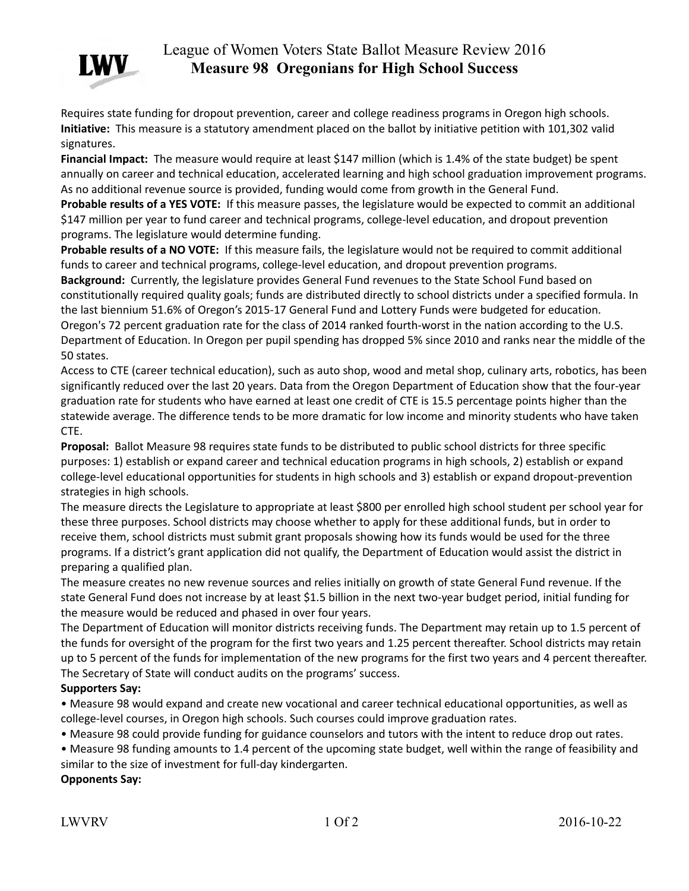# League of Women Voters State Ballot Measure Review 2016

## Measure 98 Oregonians for High School Success

Requires state funding for dropout prevention, career and college readiness programs in Oregon high schools.

**Initiative:** This measure is a statutory amendment placed on the ballot by initiative petition with 101,302 valid signatures.

**Financial Impact:** The measure would require at least $147 million (which is 1.4% of the state budget) be spent annually on career and technical education, accelerated learning and high school graduation improvement programs. As no additional revenue source is provided, funding would come from growth in the General Fund.

**Probable results of a YES VOTE:** If this measure passes, the legislature would be expected to commit an additional $147 million per year to fund career and technical programs, college-level education, and dropout prevention programs. The legislature would determine funding.

**Probable results of a NO VOTE:** If this measure fails, the legislature would not be required to commit additional funds to career and technical programs, college-level education, and dropout prevention programs.

**Background:** Currently, the legislature provides General Fund revenues to the State School Fund based on constitutionally required quality goals; funds are distributed directly to school districts under a specified formula. In the last biennium 51.6% of Oregon's 2015-17 General Fund and Lottery Funds were budgeted for education. Oregon's 72 percent graduation rate for the class of 2014 ranked fourth-worst in the nation according to the U.S. Department of Education. In Oregon per pupil spending has dropped 5% since 2010 and ranks near the middle of the 50 states.

Access to CTE (career technical education), such as auto shop, wood and metal shop, culinary arts, robotics, has been significantly reduced over the last 20 years. Data from the Oregon Department of Education show that the four-year graduation rate for students who have earned at least one credit of CTE is 15.5 percentage points higher than the statewide average. The difference tends to be more dramatic for low income and minority students who have taken CTE.

**Proposal:** Ballot Measure 98 requires state funds to be distributed to public school districts for three specific purposes: 1) establish or expand career and technical education programs in high schools, 2) establish or expand college-level educational opportunities for students in high schools and 3) establish or expand dropout-prevention strategies in high schools.

The measure directs the Legislature to appropriate at least $800 per enrolled high school student per school year for these three purposes. School districts may choose whether to apply for these additional funds, but in order to receive them, school districts must submit grant proposals showing how its funds would be used for the three programs. If a district's grant application did not qualify, the Department of Education would assist the district in preparing a qualified plan.

The measure creates no new revenue sources and relies initially on growth of state General Fund revenue. If the state General Fund does not increase by at least $1.5 billion in the next two-year budget period, initial funding for the measure would be reduced and phased in over four years.

The Department of Education will monitor districts receiving funds. The Department may retain up to 1.5 percent of the funds for oversight of the program for the first two years and 1.25 percent thereafter. School districts may retain up to 5 percent of the funds for implementation of the new programs for the first two years and 4 percent thereafter. The Secretary of State will conduct audits on the programs' success.

**Supporters Say:**

- Measure 98 would expand and create new vocational and career technical educational opportunities, as well as college-level courses, in Oregon high schools. Such courses could improve graduation rates.
- Measure 98 could provide funding for guidance counselors and tutors with the intent to reduce drop out rates.
- Measure 98 funding amounts to 1.4 percent of the upcoming state budget, well within the range of feasibility and similar to the size of investment for full-day kindergarten.

**Opponents Say:**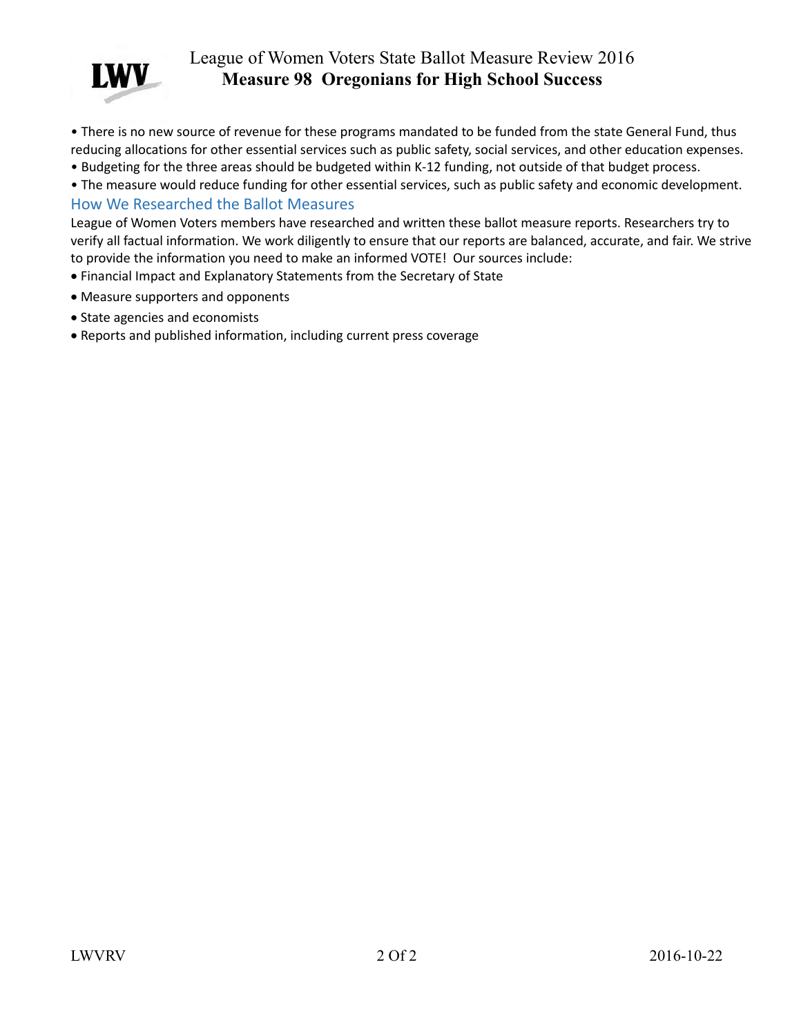• There is no new source of revenue for these programs mandated to be funded from the state General Fund, thus reducing allocations for other essential services such as public safety, social services, and other education expenses.
• Budgeting for the three areas should be budgeted within K-12 funding, not outside of that budget process.
• The measure would reduce funding for other essential services, such as public safety and economic development.

## How We Researched the Ballot Measures

League of Women Voters members have researched and written these ballot measure reports. Researchers try to verify all factual information. We work diligently to ensure that our reports are balanced, accurate, and fair. We strive to provide the information you need to make an informed VOTE! Our sources include:

- Financial Impact and Explanatory Statements from the Secretary of State
- Measure supporters and opponents
- State agencies and economists
- Reports and published information, including current press coverage